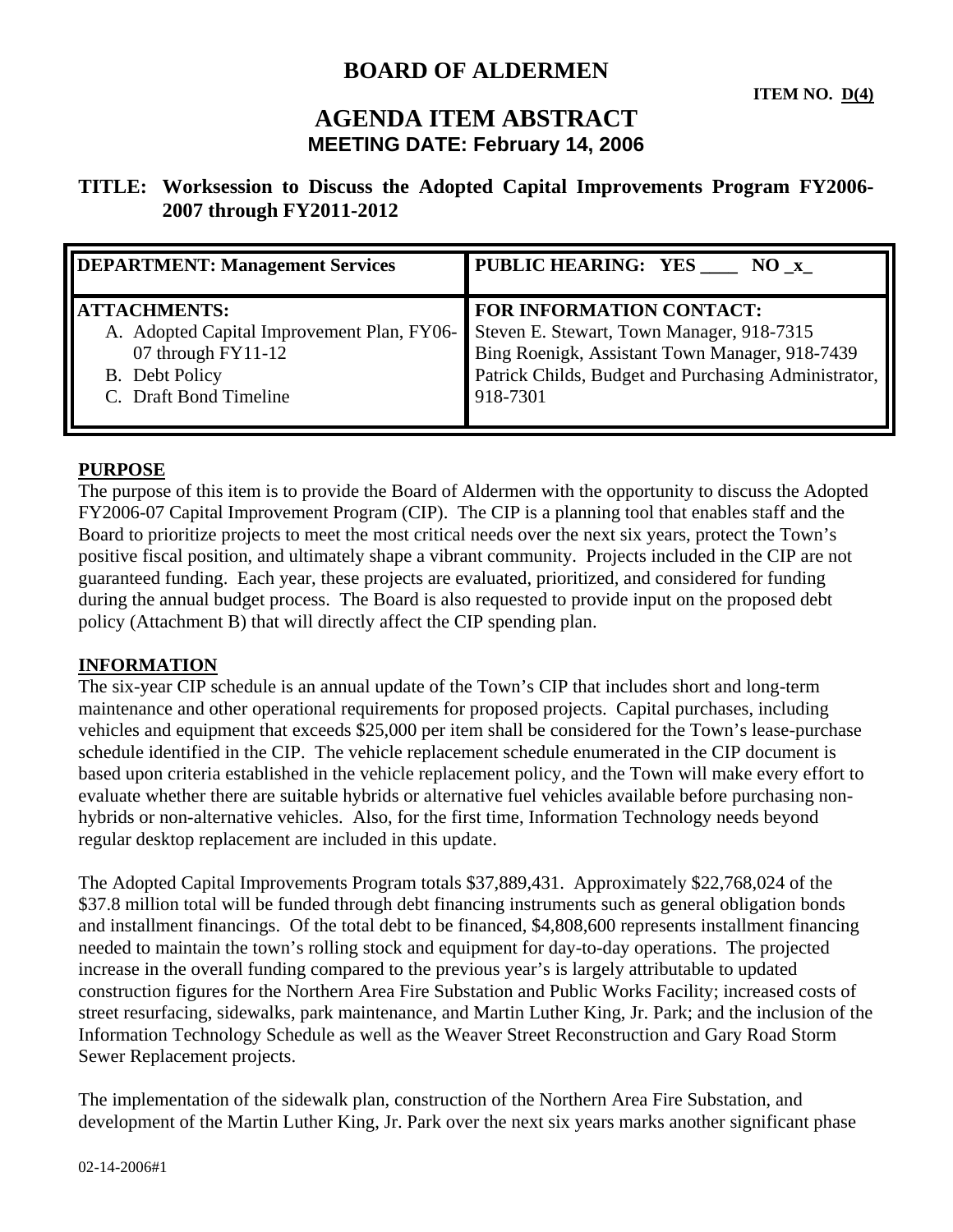# BOARD OF ALDERMEN

**ITEM NO. D(4)**

# AGENDA ITEM ABSTRACT

**MEETING DATE: February 14, 2006**

## TITLE: Worksession to Discuss the Adopted Capital Improvements Program FY2006-2007 through FY2011-2012

| **DEPARTMENT: Management Services** | **PUBLIC HEARING: YES \_\_\_\_ NO \_x\_** |
|---|---|
| **ATTACHMENTS:**<br>A. Adopted Capital Improvement Plan, FY06-07 through FY11-12<br>B. Debt Policy<br>C. Draft Bond Timeline | **FOR INFORMATION CONTACT:**<br>Steven E. Stewart, Town Manager, 918-7315<br>Bing Roenigk, Assistant Town Manager, 918-7439<br>Patrick Childs, Budget and Purchasing Administrator, 918-7301 |

**PURPOSE**

The purpose of this item is to provide the Board of Aldermen with the opportunity to discuss the Adopted FY2006-07 Capital Improvement Program (CIP). The CIP is a planning tool that enables staff and the Board to prioritize projects to meet the most critical needs over the next six years, protect the Town's positive fiscal position, and ultimately shape a vibrant community. Projects included in the CIP are not guaranteed funding. Each year, these projects are evaluated, prioritized, and considered for funding during the annual budget process. The Board is also requested to provide input on the proposed debt policy (Attachment B) that will directly affect the CIP spending plan.

**INFORMATION**

The six-year CIP schedule is an annual update of the Town's CIP that includes short and long-term maintenance and other operational requirements for proposed projects. Capital purchases, including vehicles and equipment that exceeds $25,000 per item shall be considered for the Town's lease-purchase schedule identified in the CIP. The vehicle replacement schedule enumerated in the CIP document is based upon criteria established in the vehicle replacement policy, and the Town will make every effort to evaluate whether there are suitable hybrids or alternative fuel vehicles available before purchasing non-hybrids or non-alternative vehicles. Also, for the first time, Information Technology needs beyond regular desktop replacement are included in this update.

The Adopted Capital Improvements Program totals $37,889,431. Approximately $22,768,024 of the $37.8 million total will be funded through debt financing instruments such as general obligation bonds and installment financings. Of the total debt to be financed, $4,808,600 represents installment financing needed to maintain the town's rolling stock and equipment for day-to-day operations. The projected increase in the overall funding compared to the previous year's is largely attributable to updated construction figures for the Northern Area Fire Substation and Public Works Facility; increased costs of street resurfacing, sidewalks, park maintenance, and Martin Luther King, Jr. Park; and the inclusion of the Information Technology Schedule as well as the Weaver Street Reconstruction and Gary Road Storm Sewer Replacement projects.

The implementation of the sidewalk plan, construction of the Northern Area Fire Substation, and development of the Martin Luther King, Jr. Park over the next six years marks another significant phase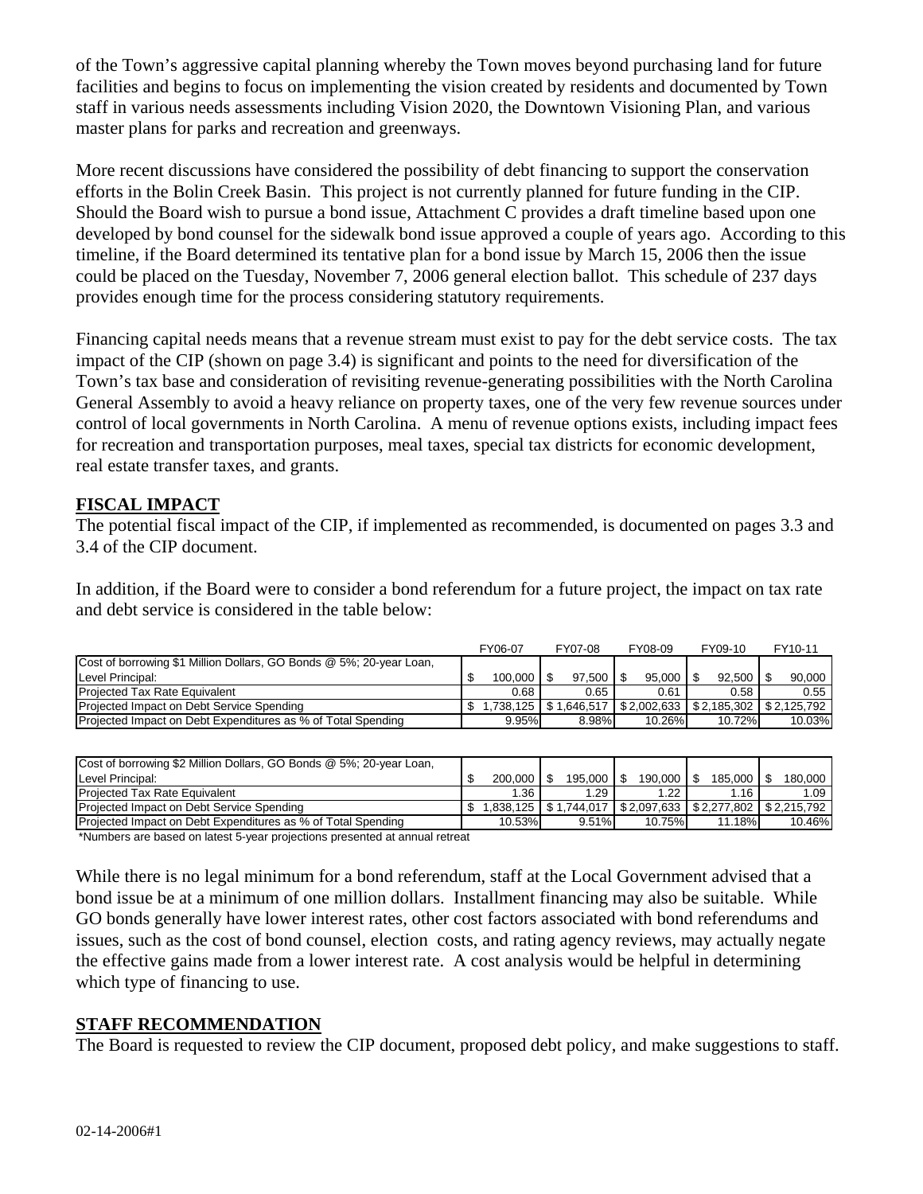of the Town's aggressive capital planning whereby the Town moves beyond purchasing land for future facilities and begins to focus on implementing the vision created by residents and documented by Town staff in various needs assessments including Vision 2020, the Downtown Visioning Plan, and various master plans for parks and recreation and greenways.

More recent discussions have considered the possibility of debt financing to support the conservation efforts in the Bolin Creek Basin. This project is not currently planned for future funding in the CIP. Should the Board wish to pursue a bond issue, Attachment C provides a draft timeline based upon one developed by bond counsel for the sidewalk bond issue approved a couple of years ago. According to this timeline, if the Board determined its tentative plan for a bond issue by March 15, 2006 then the issue could be placed on the Tuesday, November 7, 2006 general election ballot. This schedule of 237 days provides enough time for the process considering statutory requirements.

Financing capital needs means that a revenue stream must exist to pay for the debt service costs. The tax impact of the CIP (shown on page 3.4) is significant and points to the need for diversification of the Town's tax base and consideration of revisiting revenue-generating possibilities with the North Carolina General Assembly to avoid a heavy reliance on property taxes, one of the very few revenue sources under control of local governments in North Carolina. A menu of revenue options exists, including impact fees for recreation and transportation purposes, meal taxes, special tax districts for economic development, real estate transfer taxes, and grants.

## FISCAL IMPACT

The potential fiscal impact of the CIP, if implemented as recommended, is documented on pages 3.3 and 3.4 of the CIP document.

In addition, if the Board were to consider a bond referendum for a future project, the impact on tax rate and debt service is considered in the table below:

| | FY06-07 | FY07-08 | FY08-09 | FY09-10 | FY10-11 |
|---|---|---|---|---|---|
| Cost of borrowing $1 Million Dollars, GO Bonds @ 5%; 20-year Loan, Level Principal: | $ 100,000 | $ 97,500 | $ 95,000 | $ 92,500 | $ 90,000 |
| Projected Tax Rate Equivalent | 0.68 | 0.65 | 0.61 | 0.58 | 0.55 |
| Projected Impact on Debt Service Spending | $ 1,738,125 | $ 1,646,517 | $ 2,002,633 | $ 2,185,302 | $ 2,125,792 |
| Projected Impact on Debt Expenditures as % of Total Spending | 9.95% | 8.98% | 10.26% | 10.72% | 10.03% |

| | | | | | |
|---|---|---|---|---|---|
| Cost of borrowing $2 Million Dollars, GO Bonds @ 5%; 20-year Loan, Level Principal: | $ 200,000 | $ 195,000 | $ 190,000 | $ 185,000 | $ 180,000 |
| Projected Tax Rate Equivalent | 1.36 | 1.29 | 1.22 | 1.16 | 1.09 |
| Projected Impact on Debt Service Spending | $ 1,838,125 | $ 1,744,017 | $ 2,097,633 | $ 2,277,802 | $ 2,215,792 |
| Projected Impact on Debt Expenditures as % of Total Spending | 10.53% | 9.51% | 10.75% | 11.18% | 10.46% |

*Numbers are based on latest 5-year projections presented at annual retreat

While there is no legal minimum for a bond referendum, staff at the Local Government advised that a bond issue be at a minimum of one million dollars. Installment financing may also be suitable. While GO bonds generally have lower interest rates, other cost factors associated with bond referendums and issues, such as the cost of bond counsel, election costs, and rating agency reviews, may actually negate the effective gains made from a lower interest rate. A cost analysis would be helpful in determining which type of financing to use.

## STAFF RECOMMENDATION

The Board is requested to review the CIP document, proposed debt policy, and make suggestions to staff.

02-14-2006#1